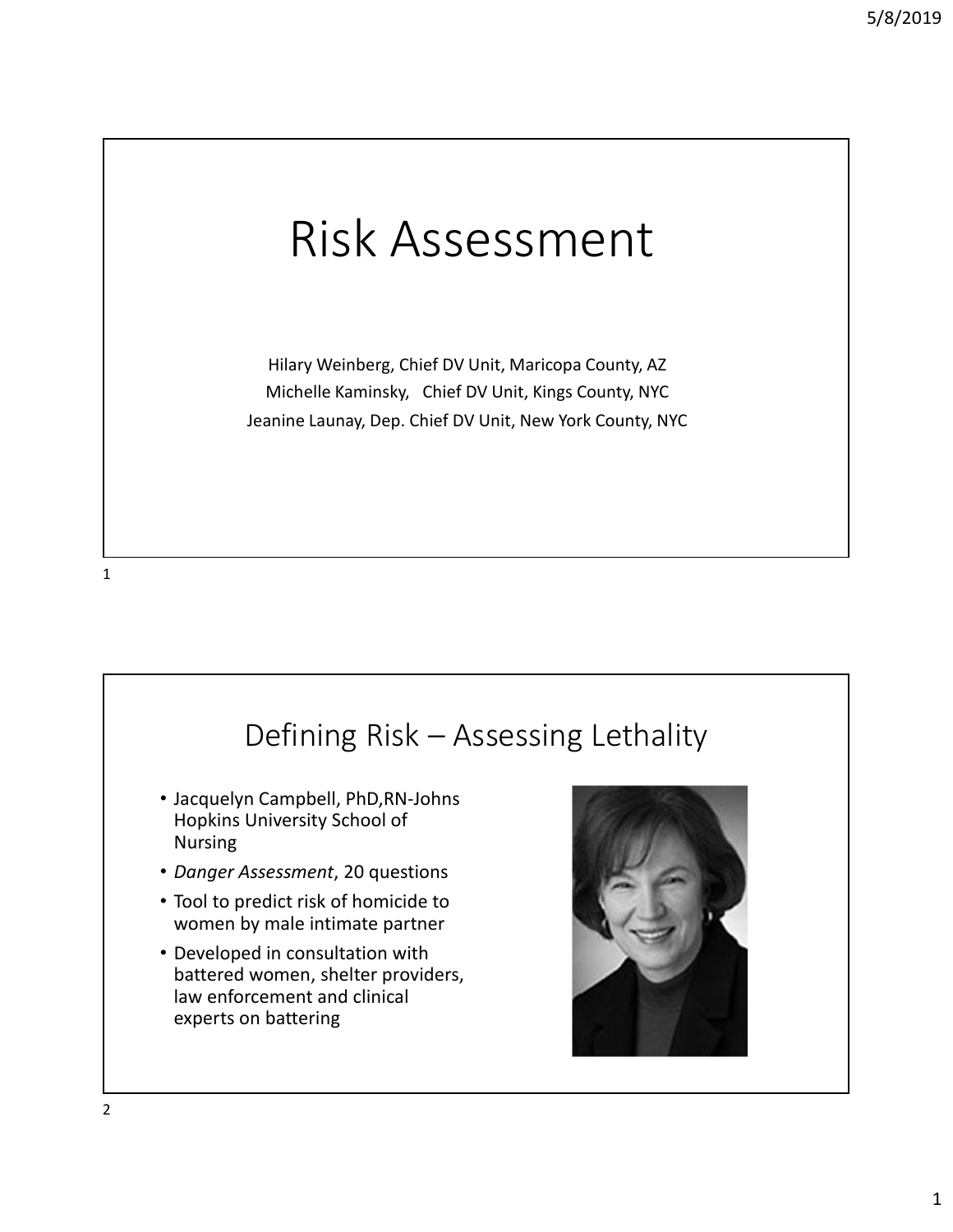# Risk Assessment

Hilary Weinberg, Chief DV Unit, Maricopa County, AZ
Michelle Kaminsky, Chief DV Unit, Kings County, NYC
Jeanine Launay, Dep. Chief DV Unit, New York County, NYC

## Defining Risk – Assessing Lethality

- Jacquelyn Campbell, PhD,RN-Johns Hopkins University School of Nursing
- *Danger Assessment*, 20 questions
- Tool to predict risk of homicide to women by male intimate partner
- Developed in consultation with battered women, shelter providers, law enforcement and clinical experts on battering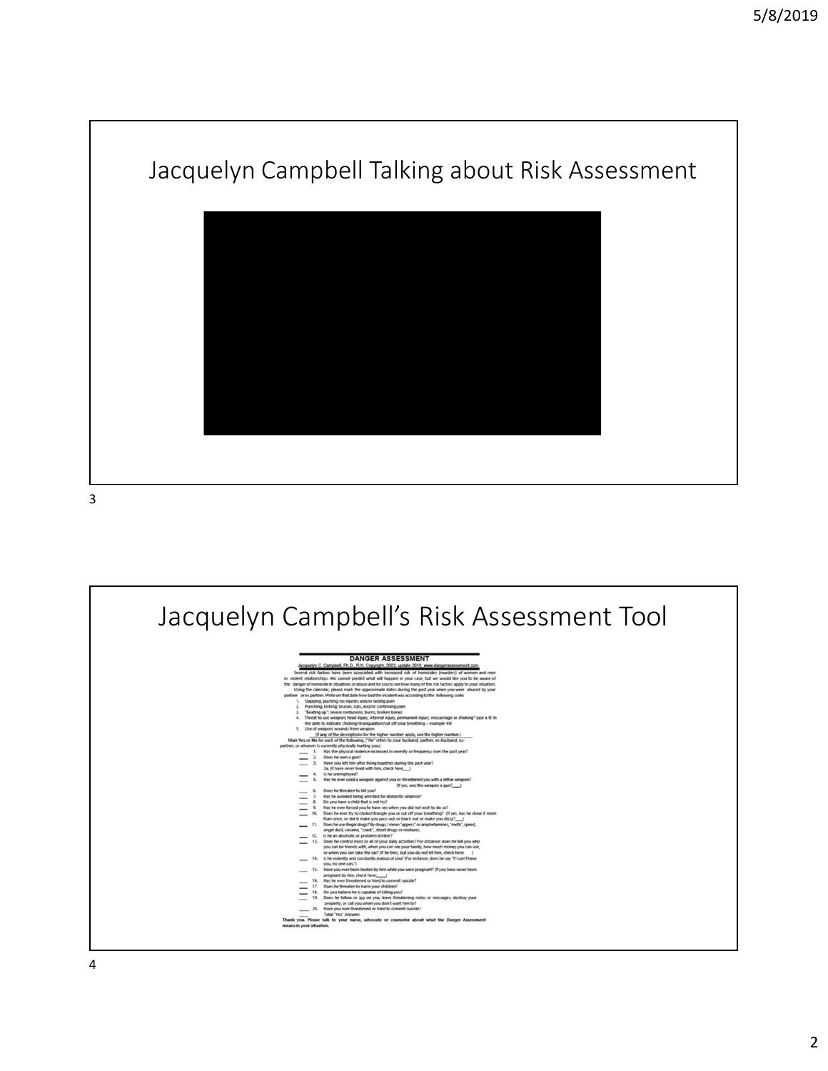# Jacquelyn Campbell Talking about Risk Assessment

# Jacquelyn Campbell's Risk Assessment Tool

**DANGER ASSESSMENT**

Jacquelyn C. Campbell, Ph.D., R.N. Copyright, 2003; update 2018; www.dangerassessment.com

Several risk factors have been associated with increased risk of homicides (murders) of women and men in violent relationships. We cannot predict what will happen in your case, but we would like you to be aware of the danger of homicide in situations of abuse and for you to see how many of the risk factors apply to your situation.

Using the calendar, please mark the approximate dates during the past year when you were abused by your partner or ex partner. Write on that date how bad the incident was according to the following scale:

1. Slapping, pushing; no injuries and/or lasting pain
2. Punching, kicking; bruises, cuts, and/or continuing pain
3. "Beating up"; severe contusions, burns, broken bones
4. Threat to use weapon; head injury, internal injury, permanent injury, miscarriage or choking* (use a © in the date to indicate choking/strangulation/cut off your breathing – example 4©)
5. Use of weapon; wounds from weapon

(If **any** of the descriptions for the higher number apply, use the higher number.)

Mark **Yes** or **No** for each of the following. ("He" refers to your husband, partner, ex-husband, ex-partner, or whoever is currently physically hurting you.)

___ 1. Has the physical violence increased in severity or frequency over the past year?
___ 2. Does he own a gun?
___ 3. Have you left him after living together during the past year?
3a. (If have never lived with him, check here___)
___ 4. Is he unemployed?
___ 5. Has he ever used a weapon against you or threatened you with a lethal weapon? (If yes, was the weapon a gun?___)
___ 6. Does he threaten to kill you?
___ 7. Has he avoided being arrested for domestic violence?
___ 8. Do you have a child that is not his?
___ 9. Has he ever forced you to have sex when you did not wish to do so?
___ 10. Does he ever try to choke/strangle you or cut off your breathing? (If yes, has he done it more than once, or did it make you pass out or black out or make you dizzy?___)
___ 11. Does he use illegal drugs? By drugs, I mean "uppers" or amphetamines, "meth", speed, angel dust, cocaine, "crack", street drugs or mixtures.
___ 12. Is he an alcoholic or problem drinker?
___ 13. Does he control most or all of your daily activities? For instance: does he tell you who you can be friends with, when you can see your family, how much money you can use, or when you can take the car? (If he tries, but you do not let him, check here: ___)
___ 14. Is he violently and constantly jealous of you? (For instance, does he say "If I can't have you, no one can.")
___ 15. Have you ever been beaten by him while you were pregnant? (If you have never been pregnant by him, check here:___)
___ 16. Has he ever threatened or tried to commit suicide?
___ 17. Does he threaten to harm your children?
___ 18. Do you believe he is capable of killing you?
___ 19. Does he follow or spy on you, leave threatening notes or messages, destroy your property, or call you when you don't want him to?
___ 20. Have you ever threatened or tried to commit suicide?
___ Total "Yes" Answers

**Thank you. Please talk to your nurse, advocate or counselor about what the Danger Assessment means in your situation.**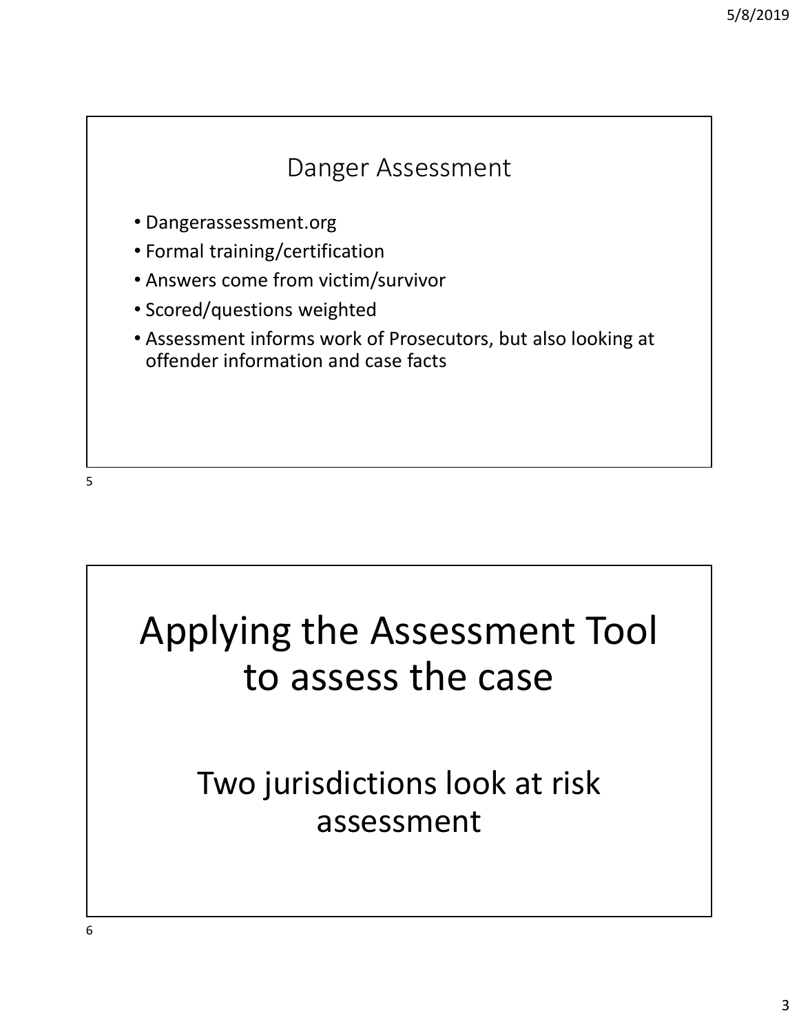## Danger Assessment

- Dangerassessment.org
- Formal training/certification
- Answers come from victim/survivor
- Scored/questions weighted
- Assessment informs work of Prosecutors, but also looking at offender information and case facts

# Applying the Assessment Tool to assess the case

## Two jurisdictions look at risk assessment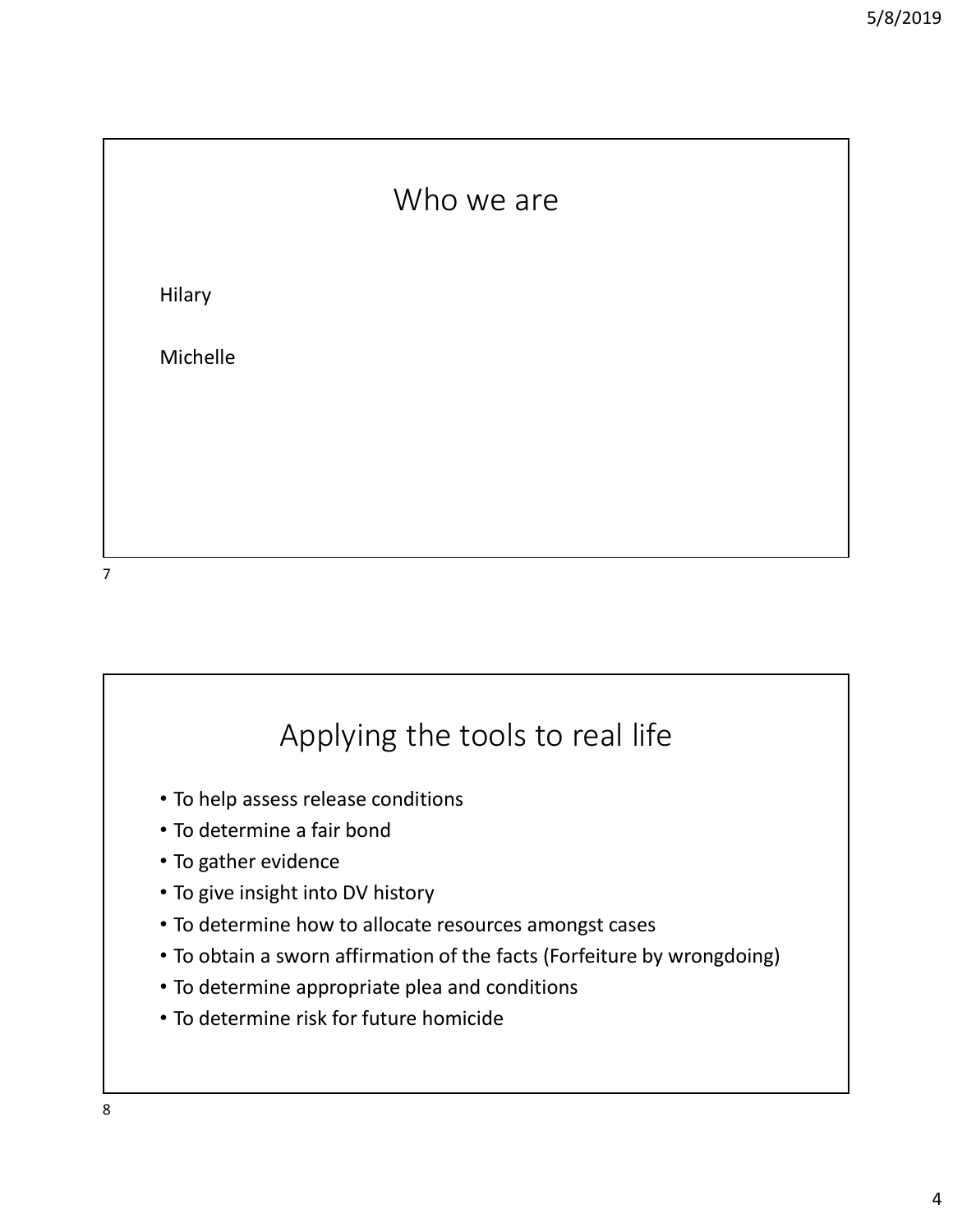## Who we are

Hilary

Michelle

## Applying the tools to real life

- To help assess release conditions
- To determine a fair bond
- To gather evidence
- To give insight into DV history
- To determine how to allocate resources amongst cases
- To obtain a sworn affirmation of the facts (Forfeiture by wrongdoing)
- To determine appropriate plea and conditions
- To determine risk for future homicide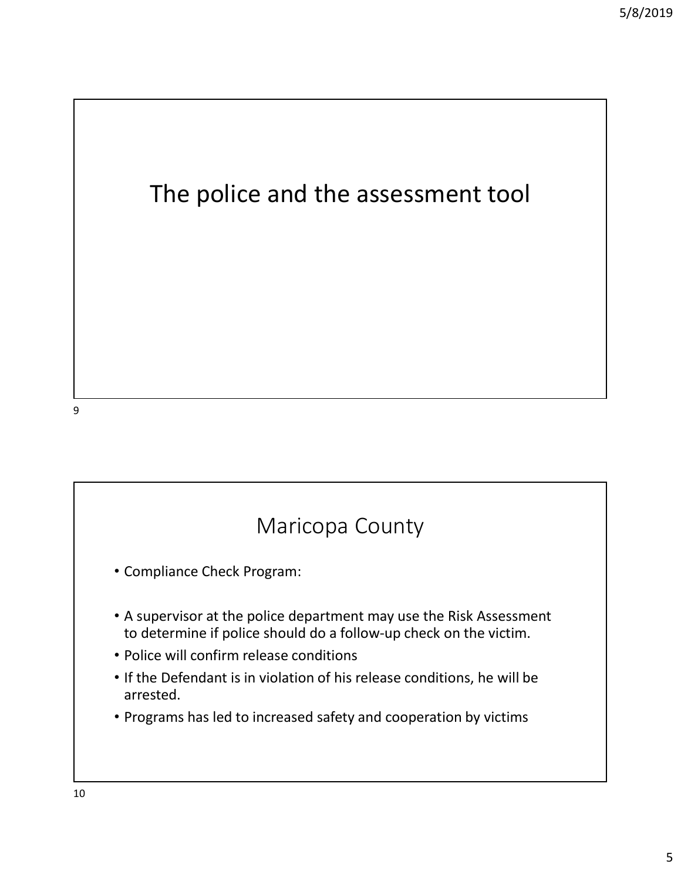# The police and the assessment tool

# Maricopa County

- Compliance Check Program:
- A supervisor at the police department may use the Risk Assessment to determine if police should do a follow-up check on the victim.
- Police will confirm release conditions
- If the Defendant is in violation of his release conditions, he will be arrested.
- Programs has led to increased safety and cooperation by victims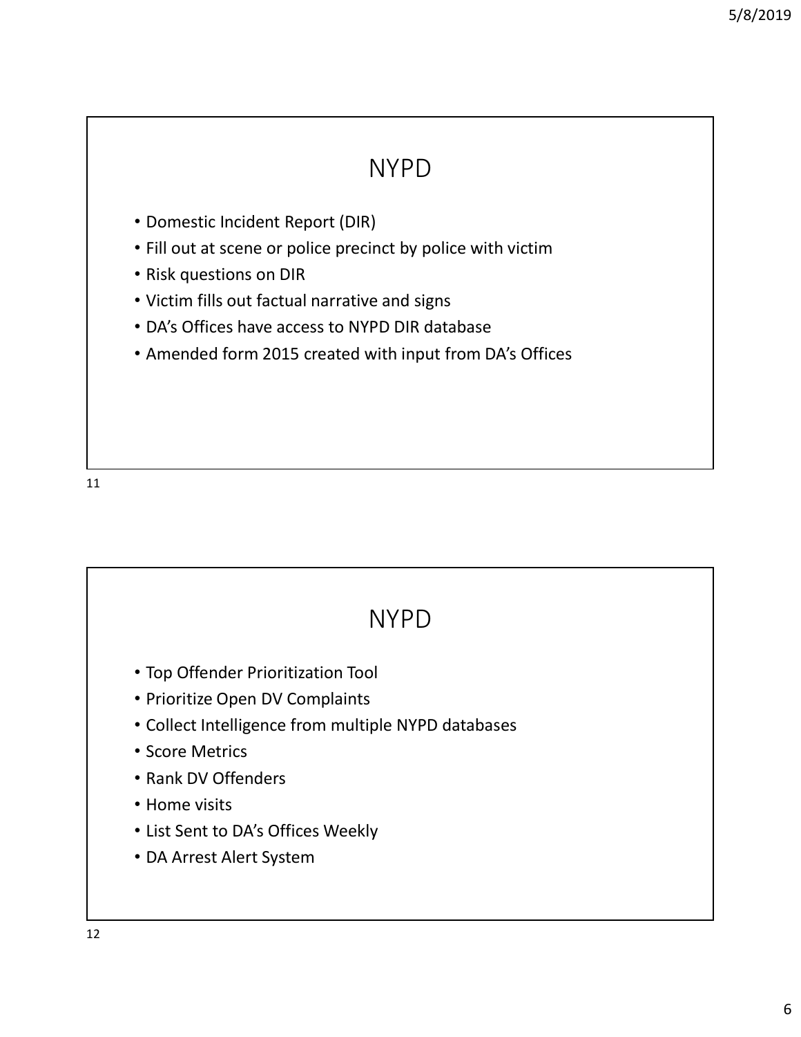## NYPD

- Domestic Incident Report (DIR)
- Fill out at scene or police precinct by police with victim
- Risk questions on DIR
- Victim fills out factual narrative and signs
- DA's Offices have access to NYPD DIR database
- Amended form 2015 created with input from DA's Offices

## NYPD

- Top Offender Prioritization Tool
- Prioritize Open DV Complaints
- Collect Intelligence from multiple NYPD databases
- Score Metrics
- Rank DV Offenders
- Home visits
- List Sent to DA's Offices Weekly
- DA Arrest Alert System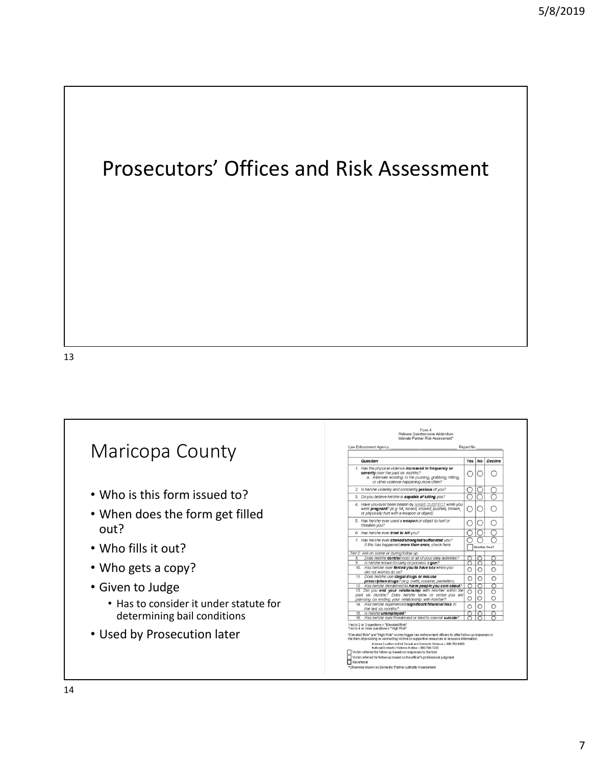# Prosecutors' Offices and Risk Assessment

## Maricopa County

- Who is this form issued to?
- When does the form get filled out?
- Who fills it out?
- Who gets a copy?
- Given to Judge
  - Has to consider it under statute for determining bail conditions
- Used by Prosecution later

Form 4
Release Questionnaire Addendum
Intimate Partner Risk Assessment*

Law Enforcement Agency ______________________ Report No. __________

| Question | Yes | No | Decline |
|---|---|---|---|
| 1. Has the physical violence **increased in frequency or severity** over the past six months? a. Alternate wording: Is the pushing, grabbing, hitting, or other violence happening more often? | ○ | ○ | ○ |
| 2. Is he/she violently and constantly **jealous** of you? | ○ | ○ | ○ |
| 3. Do you believe he/she is **capable of killing** you? | ○ | ○ | ○ |
| 4. Have you ever been beaten by NAME SUSPECT while you were **pregnant**? (e.g. hit, kicked, shoved, pushed, thrown, or physically hurt with a weapon or object) | ○ | ○ | ○ |
| 5. Has he/she ever used a **weapon** or object to hurt or threaten you? | ○ | ○ | ○ |
| 6. Has he/she ever **tried to kill** you? | ○ | ○ | ○ |
| 7. Has he/she ever **choked/strangled/suffocated** you? If this has happened **more than once**, check here ☐ More than Once? | ○ | ○ | ○ |
| Tier 2: Ask on scene or during follow up | | | |
| 8. Does he/she **control** most or all of your daily activities? | ○ | ○ | ○ |
| 9. Is he/she known to carry or possess a **gun**? | ○ | ○ | ○ |
| 10. Has he/she ever **forced you to have sex** when you did not wish to do so? | ○ | ○ | ○ |
| 11. Does he/she use **illegal drugs or misuse prescription drugs**? (e.g. meth, cocaine, painkillers, | ○ | ○ | ○ |
| 12. Has he/she threatened to **harm people you care about**? | ○ | ○ | ○ |
| 13. Did you **end your relationship** with him/her within the past six months? Does he/she know or sense you are planning on ending your relationship with him/her? | ○ | ○ | ○ |
| 14. Has he/she experienced **significant financial loss** in the last six months? | ○ | ○ | ○ |
| 15. Is he/she **unemployed**? | ○ | ○ | ○ |
| 16. Has he/she ever threatened or tried to commit **suicide**? | ○ | ○ | ○ |

Yes to 2 or 3 questions = "Elevated Risk"
Yes to 4 or more questions = "High Risk"

"Elevated Risk" and "High Risk" scores trigger law enforcement officers to offer follow up responses in the form of providing or connecting victims to supportive resources or resource information.

Arizona Coalition to End Sexual and Domestic Violence – 800-782-6400
National Domestic Violence Hotline – 800-799-7233

☐ Victim referred for follow up based on responses to the tool
☐ Victim referred for follow-up based on the officer's professional judgment
☐ No referral

*Otherwise known as Domestic Partner Lethality Assessment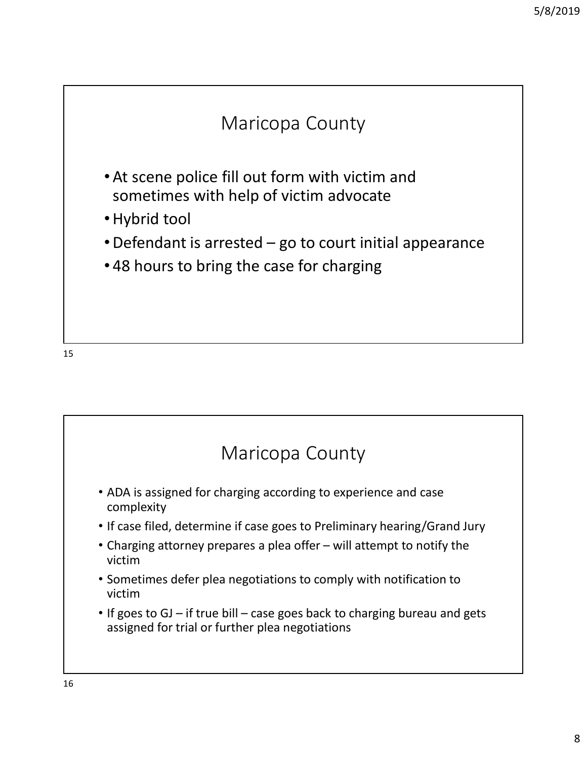## Maricopa County

- At scene police fill out form with victim and sometimes with help of victim advocate
- Hybrid tool
- Defendant is arrested – go to court initial appearance
- 48 hours to bring the case for charging

## Maricopa County

- ADA is assigned for charging according to experience and case complexity
- If case filed, determine if case goes to Preliminary hearing/Grand Jury
- Charging attorney prepares a plea offer – will attempt to notify the victim
- Sometimes defer plea negotiations to comply with notification to victim
- If goes to GJ – if true bill – case goes back to charging bureau and gets assigned for trial or further plea negotiations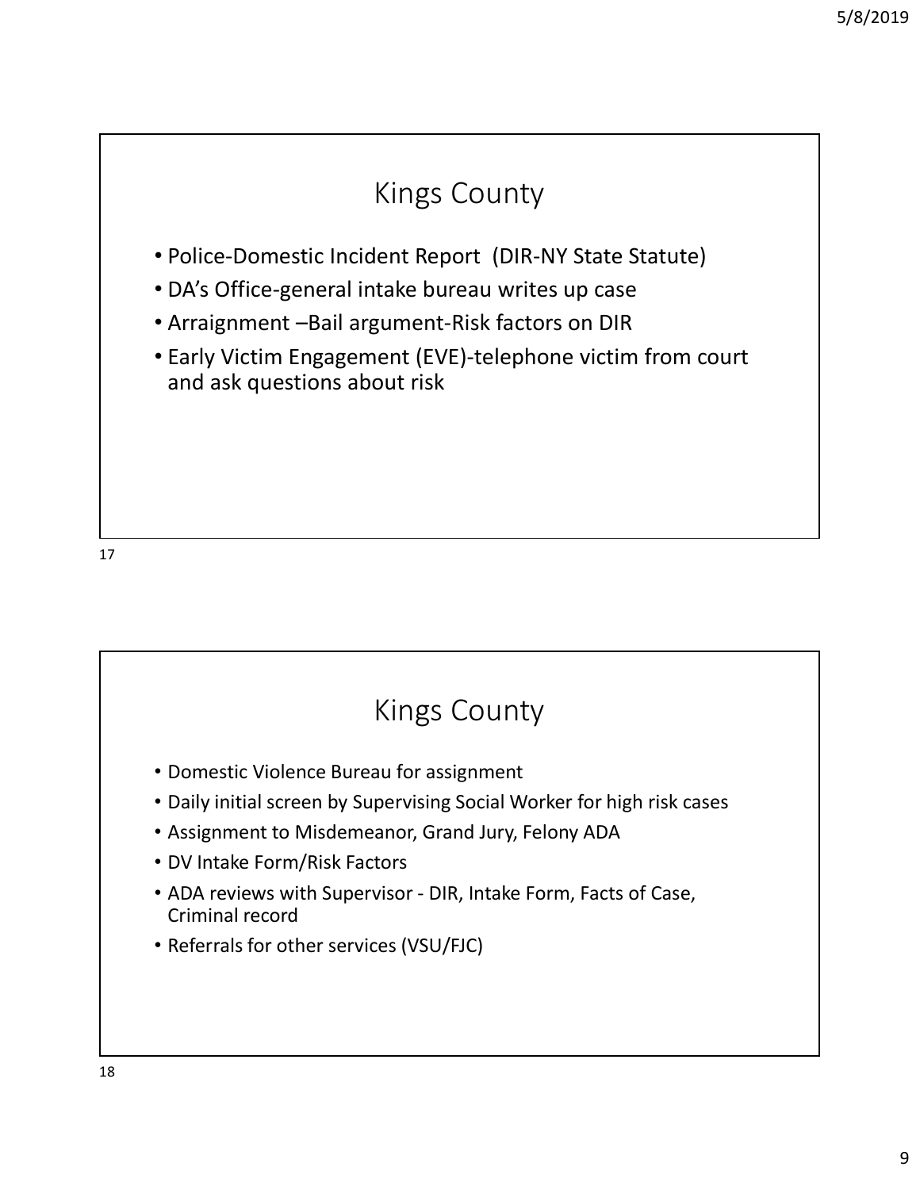## Kings County

- Police-Domestic Incident Report (DIR-NY State Statute)
- DA's Office-general intake bureau writes up case
- Arraignment –Bail argument-Risk factors on DIR
- Early Victim Engagement (EVE)-telephone victim from court and ask questions about risk

## Kings County

- Domestic Violence Bureau for assignment
- Daily initial screen by Supervising Social Worker for high risk cases
- Assignment to Misdemeanor, Grand Jury, Felony ADA
- DV Intake Form/Risk Factors
- ADA reviews with Supervisor - DIR, Intake Form, Facts of Case, Criminal record
- Referrals for other services (VSU/FJC)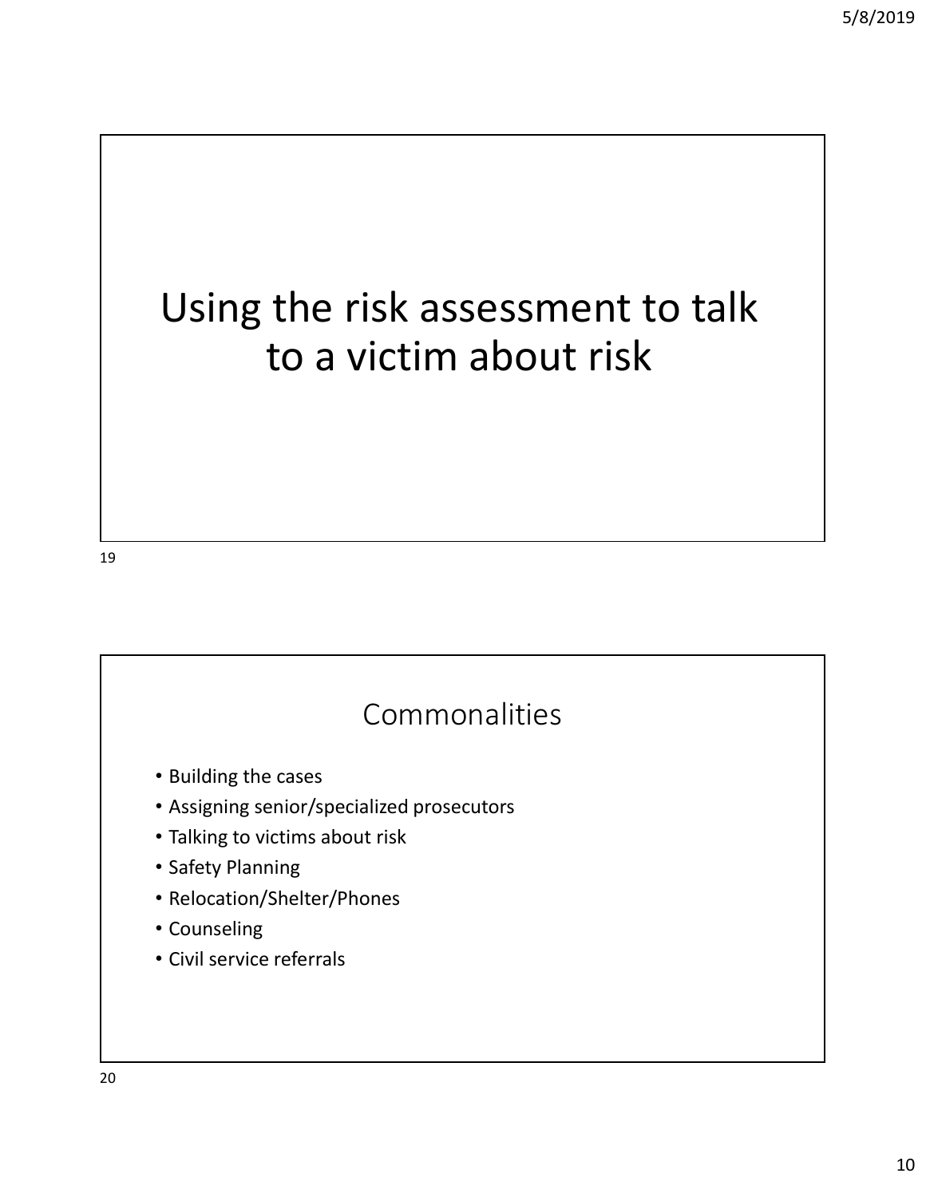# Using the risk assessment to talk to a victim about risk

## Commonalities

- Building the cases
- Assigning senior/specialized prosecutors
- Talking to victims about risk
- Safety Planning
- Relocation/Shelter/Phones
- Counseling
- Civil service referrals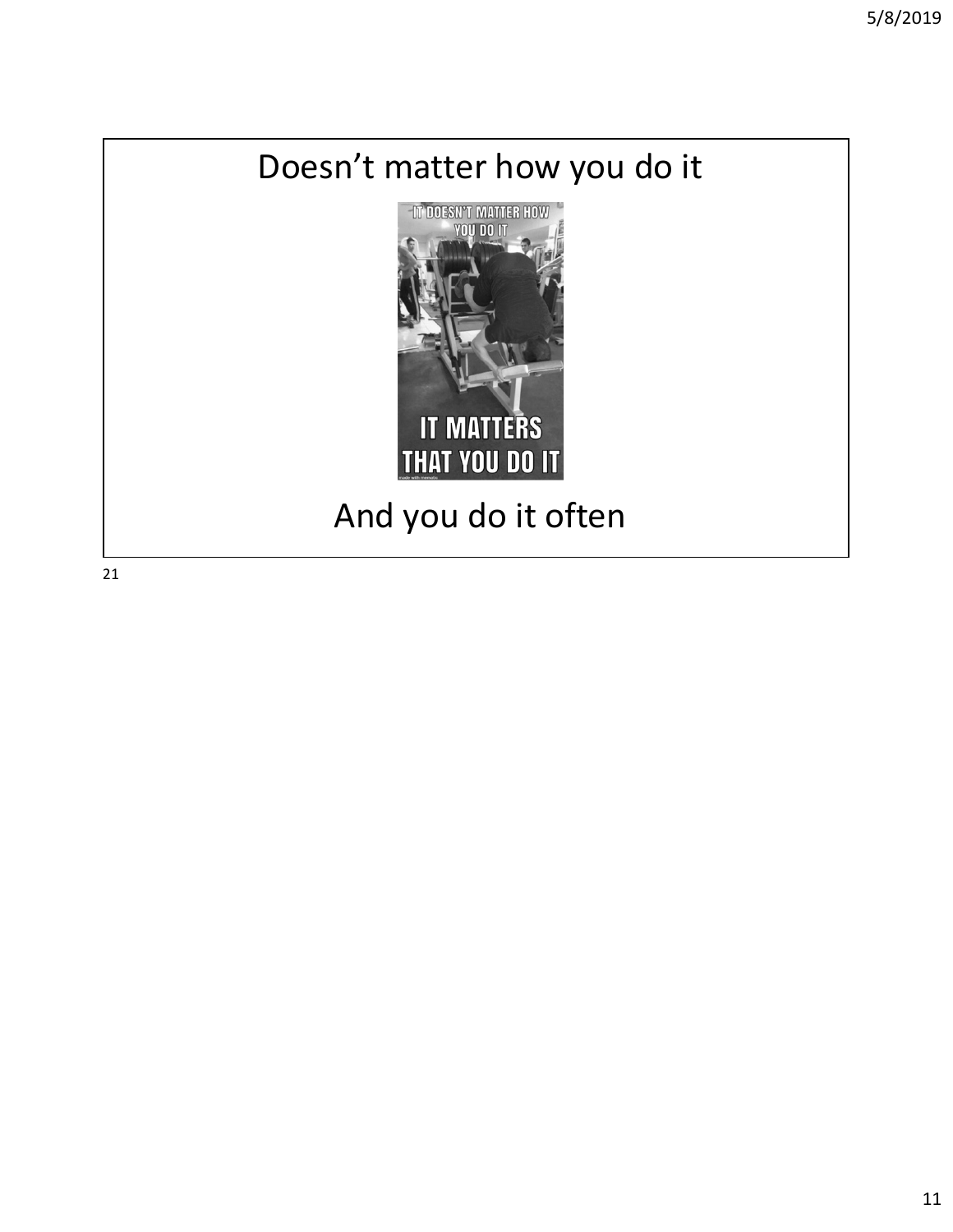# Doesn't matter how you do it

IT DOESN'T MATTER HOW YOU DO IT

IT MATTERS THAT YOU DO IT

And you do it often